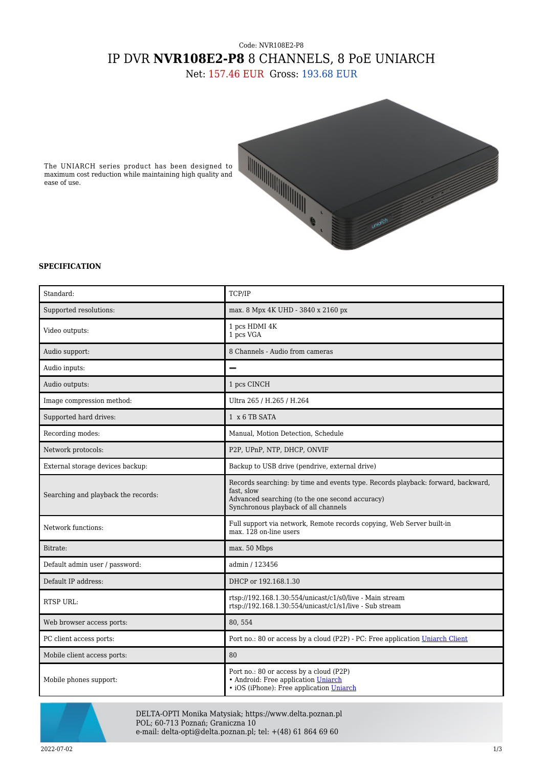Code: NVR108E2-P8

# IP DVR **NVR108E2-P8** 8 CHANNELS, 8 PoE UNIARCH

Net: 157.46 EUR Gross: 193.68 EUR

The UNIARCH series product has been designed to maximum cost reduction while maintaining high quality and ease of use.

**SPECIFICATION**

| Standard: | TCP/IP |
|---|---|
| Supported resolutions: | max. 8 Mpx 4K UHD - 3840 x 2160 px |
| Video outputs: | 1 pcs HDMI 4K<br>1 pcs VGA |
| Audio support: | 8 Channels - Audio from cameras |
| Audio inputs: | – |
| Audio outputs: | 1 pcs CINCH |
| Image compression method: | Ultra 265 / H.265 / H.264 |
| Supported hard drives: | 1 x 6 TB SATA |
| Recording modes: | Manual, Motion Detection, Schedule |
| Network protocols: | P2P, UPnP, NTP, DHCP, ONVIF |
| External storage devices backup: | Backup to USB drive (pendrive, external drive) |
| Searching and playback the records: | Records searching: by time and events type. Records playback: forward, backward, fast, slow<br>Advanced searching (to the one second accuracy)<br>Synchronous playback of all channels |
| Network functions: | Full support via network, Remote records copying, Web Server built-in<br>max. 128 on-line users |
| Bitrate: | max. 50 Mbps |
| Default admin user / password: | admin / 123456 |
| Default IP address: | DHCP or 192.168.1.30 |
| RTSP URL: | rtsp://192.168.1.30:554/unicast/c1/s0/live - Main stream<br>rtsp://192.168.1.30:554/unicast/c1/s1/live - Sub stream |
| Web browser access ports: | 80, 554 |
| PC client access ports: | Port no.: 80 or access by a cloud (P2P) - PC: Free application Uniarch Client |
| Mobile client access ports: | 80 |
| Mobile phones support: | Port no.: 80 or access by a cloud (P2P)<br>• Android: Free application Uniarch<br>• iOS (iPhone): Free application Uniarch |

DELTA-OPTI Monika Matysiak; https://www.delta.poznan.pl
POL; 60-713 Poznań; Graniczna 10
e-mail: delta-opti@delta.poznan.pl; tel: +(48) 61 864 69 60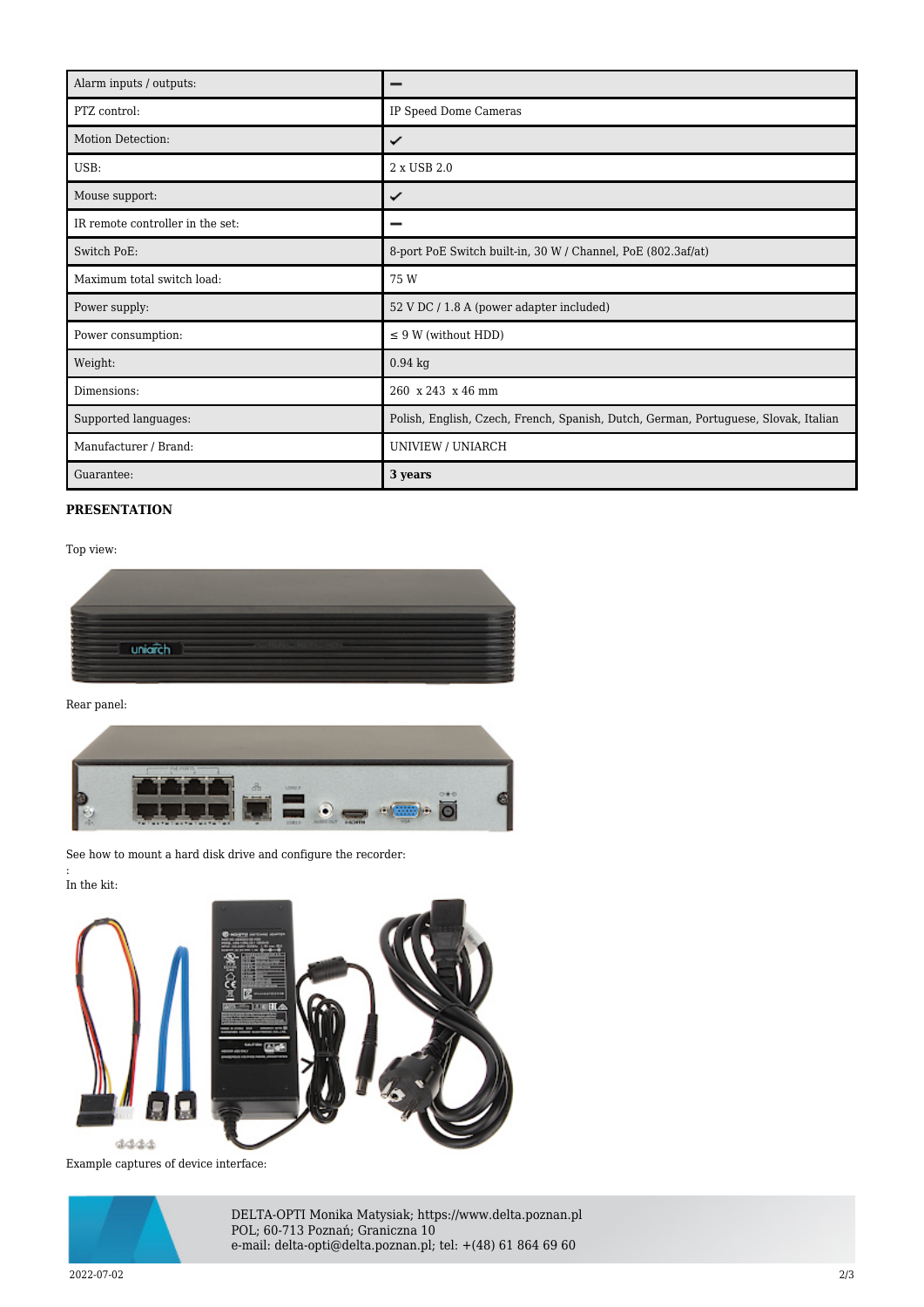| Alarm inputs / outputs: | – |
|---|---|
| PTZ control: | IP Speed Dome Cameras |
| Motion Detection: | ✓ |
| USB: | 2 x USB 2.0 |
| Mouse support: | ✓ |
| IR remote controller in the set: | – |
| Switch PoE: | 8-port PoE Switch built-in, 30 W / Channel, PoE (802.3af/at) |
| Maximum total switch load: | 75 W |
| Power supply: | 52 V DC / 1.8 A (power adapter included) |
| Power consumption: | ≤ 9 W (without HDD) |
| Weight: | 0.94 kg |
| Dimensions: | 260 x 243 x 46 mm |
| Supported languages: | Polish, English, Czech, French, Spanish, Dutch, German, Portuguese, Slovak, Italian |
| Manufacturer / Brand: | UNIVIEW / UNIARCH |
| Guarantee: | **3 years** |

**PRESENTATION**

Top view:

Rear panel:

See how to mount a hard disk drive and configure the recorder:

:

In the kit:

Example captures of device interface:

DELTA-OPTI Monika Matysiak; https://www.delta.poznan.pl
POL; 60-713 Poznań; Graniczna 10
e-mail: delta-opti@delta.poznan.pl; tel: +(48) 61 864 69 60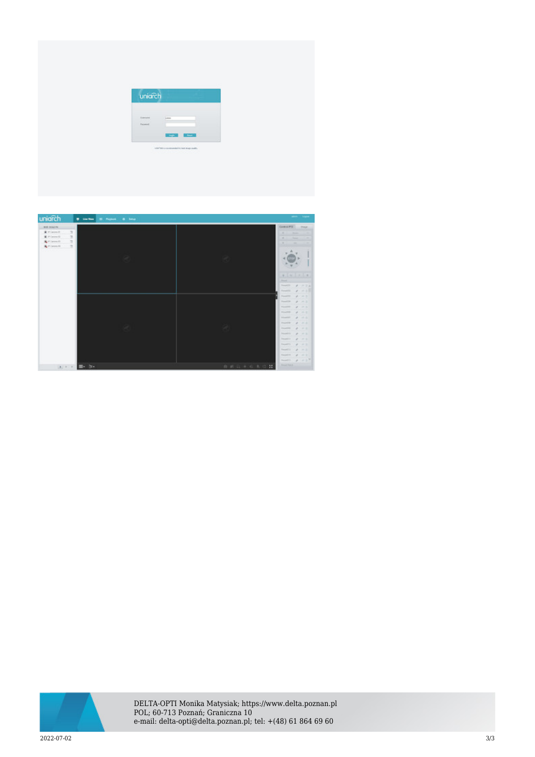DELTA-OPTI Monika Matysiak; https://www.delta.poznan.pl
POL; 60-713 Poznań; Graniczna 10
e-mail: delta-opti@delta.poznan.pl; tel: +(48) 61 864 69 60

2022-07-02